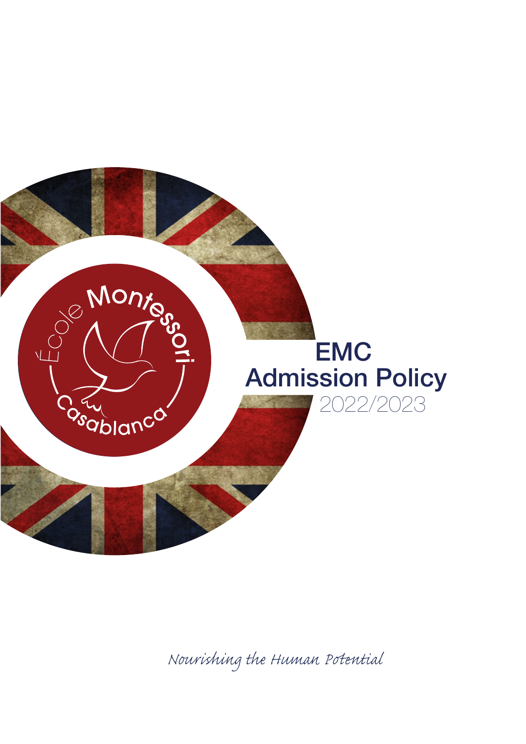École Montessori Casablanca

# EMC Admission Policy

2022/2023

*Nourishing the Human Potential*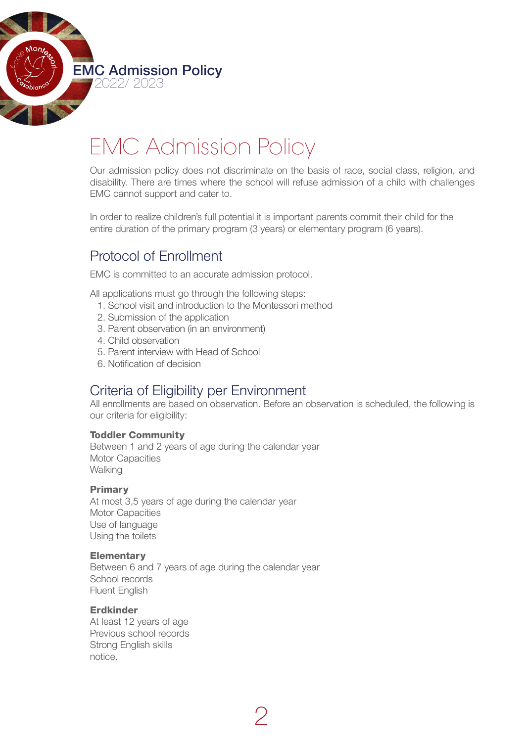# EMC Admission Policy

Our admission policy does not discriminate on the basis of race, social class, religion, and disability. There are times where the school will refuse admission of a child with challenges EMC cannot support and cater to.

In order to realize children's full potential it is important parents commit their child for the entire duration of the primary program (3 years) or elementary program (6 years).

## Protocol of Enrollment

EMC is committed to an accurate admission protocol.

All applications must go through the following steps:

1. School visit and introduction to the Montessori method
2. Submission of the application
3. Parent observation (in an environment)
4. Child observation
5. Parent interview with Head of School
6. Notification of decision

## Criteria of Eligibility per Environment

All enrollments are based on observation. Before an observation is scheduled, the following is our criteria for eligibility:

**Toddler Community**
Between 1 and 2 years of age during the calendar year
Motor Capacities
Walking

**Primary**
At most 3,5 years of age during the calendar year
Motor Capacities
Use of language
Using the toilets

**Elementary**
Between 6 and 7 years of age during the calendar year
School records
Fluent English

**Erdkinder**
At least 12 years of age
Previous school records
Strong English skills
notice.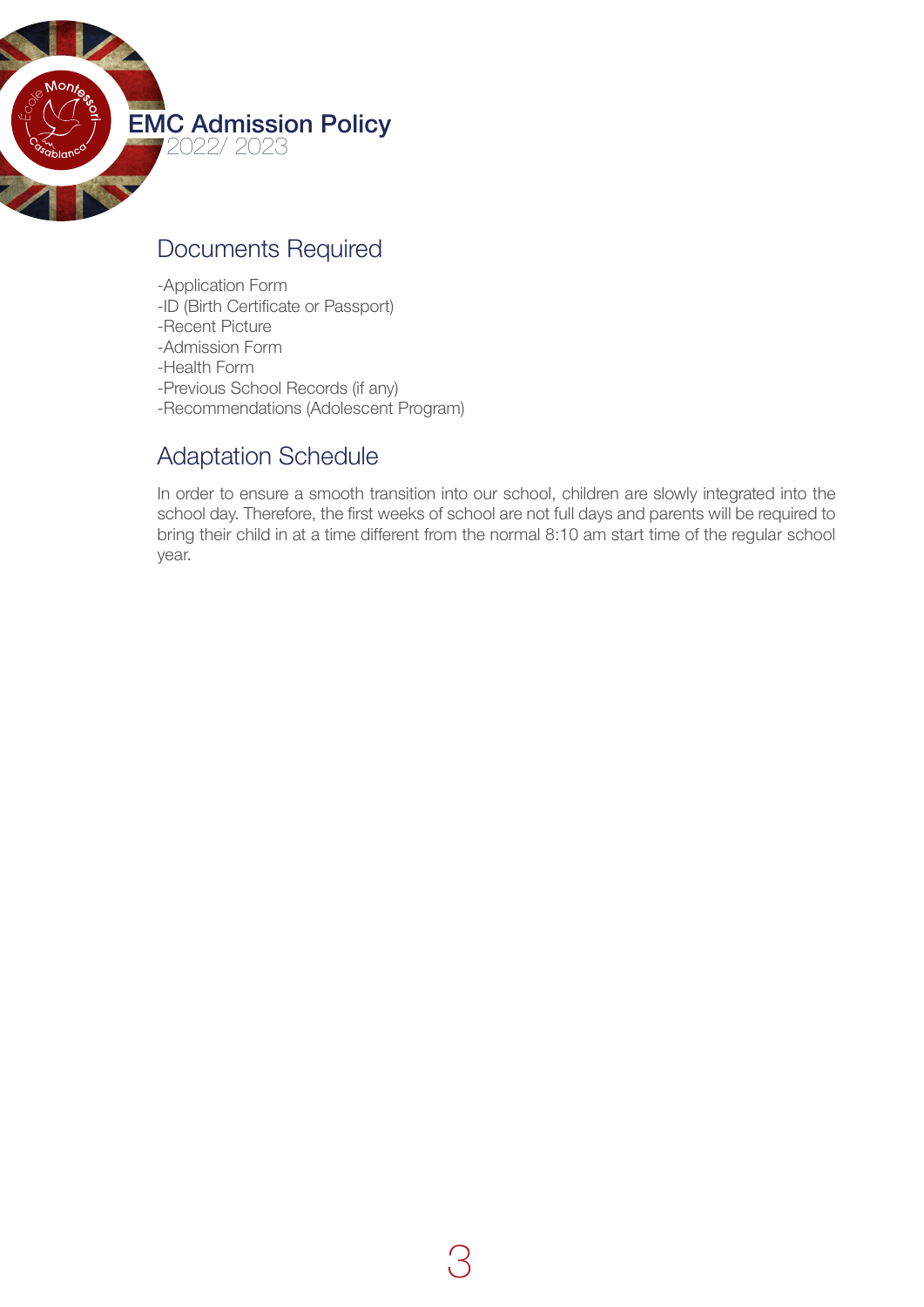# EMC Admission Policy

2022/ 2023

## Documents Required

-Application Form
-ID (Birth Certificate or Passport)
-Recent Picture
-Admission Form
-Health Form
-Previous School Records (if any)
-Recommendations (Adolescent Program)

## Adaptation Schedule

In order to ensure a smooth transition into our school, children are slowly integrated into the school day. Therefore, the first weeks of school are not full days and parents will be required to bring their child in at a time different from the normal 8:10 am start time of the regular school year.